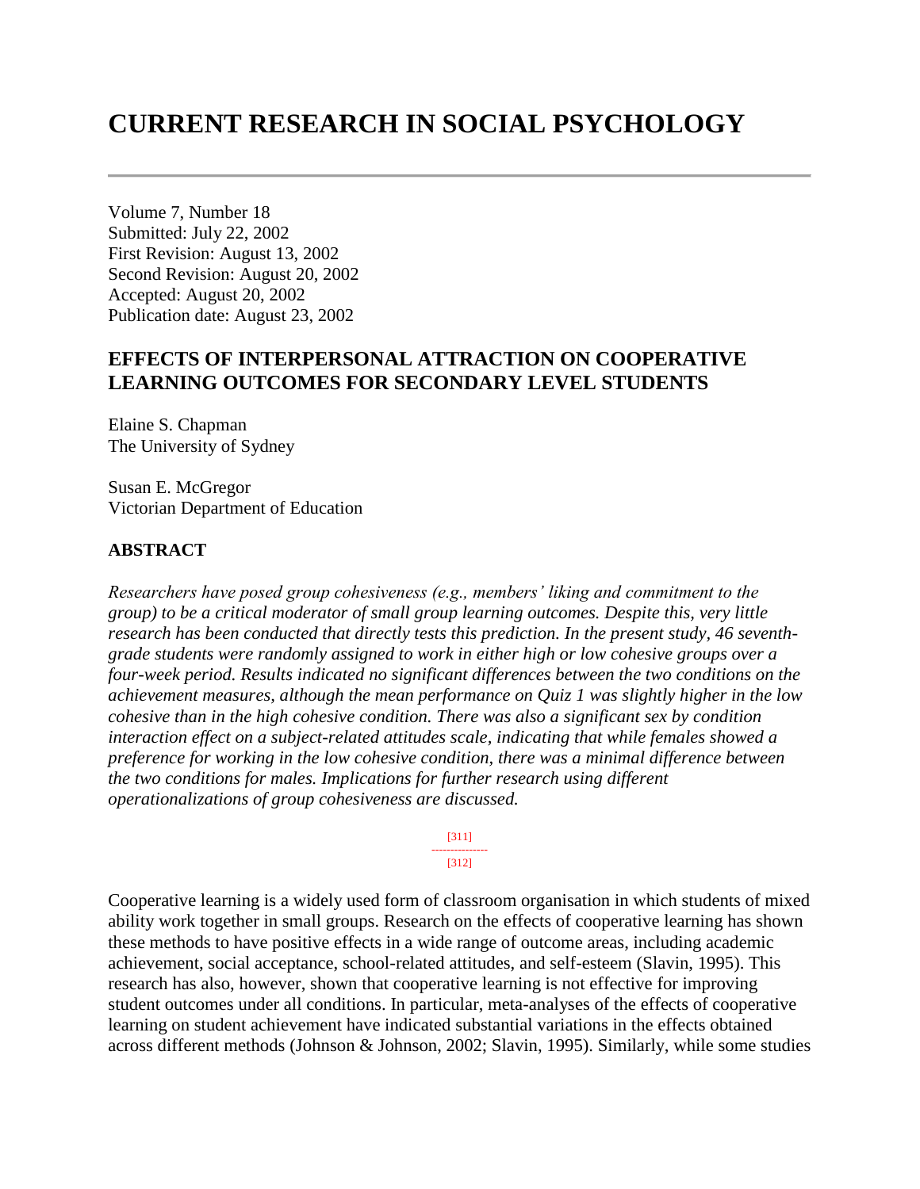# CURRENT RESEARCH IN SOCIAL PSYCHOLOGY

---

Volume 7, Number 18
Submitted: July 22, 2002
First Revision: August 13, 2002
Second Revision: August 20, 2002
Accepted: August 20, 2002
Publication date: August 23, 2002

## EFFECTS OF INTERPERSONAL ATTRACTION ON COOPERATIVE LEARNING OUTCOMES FOR SECONDARY LEVEL STUDENTS

Elaine S. Chapman
The University of Sydney

Susan E. McGregor
Victorian Department of Education

### ABSTRACT

*Researchers have posed group cohesiveness (e.g., members' liking and commitment to the group) to be a critical moderator of small group learning outcomes. Despite this, very little research has been conducted that directly tests this prediction. In the present study, 46 seventh-grade students were randomly assigned to work in either high or low cohesive groups over a four-week period. Results indicated no significant differences between the two conditions on the achievement measures, although the mean performance on Quiz 1 was slightly higher in the low cohesive than in the high cohesive condition. There was also a significant sex by condition interaction effect on a subject-related attitudes scale, indicating that while females showed a preference for working in the low cohesive condition, there was a minimal difference between the two conditions for males. Implications for further research using different operationalizations of group cohesiveness are discussed.*

Cooperative learning is a widely used form of classroom organisation in which students of mixed ability work together in small groups. Research on the effects of cooperative learning has shown these methods to have positive effects in a wide range of outcome areas, including academic achievement, social acceptance, school-related attitudes, and self-esteem (Slavin, 1995). This research has also, however, shown that cooperative learning is not effective for improving student outcomes under all conditions. In particular, meta-analyses of the effects of cooperative learning on student achievement have indicated substantial variations in the effects obtained across different methods (Johnson & Johnson, 2002; Slavin, 1995). Similarly, while some studies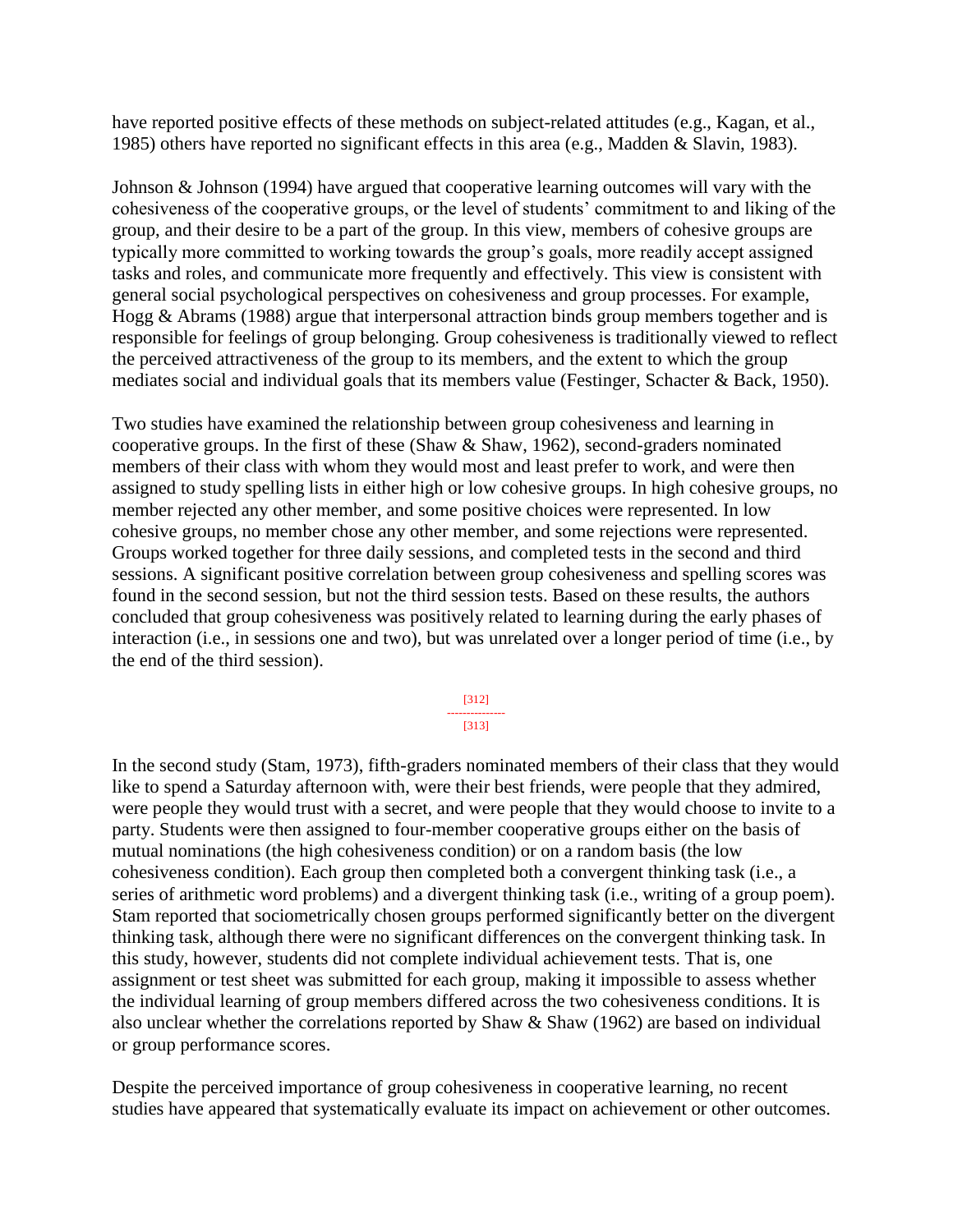have reported positive effects of these methods on subject-related attitudes (e.g., Kagan, et al., 1985) others have reported no significant effects in this area (e.g., Madden & Slavin, 1983).

Johnson & Johnson (1994) have argued that cooperative learning outcomes will vary with the cohesiveness of the cooperative groups, or the level of students' commitment to and liking of the group, and their desire to be a part of the group. In this view, members of cohesive groups are typically more committed to working towards the group's goals, more readily accept assigned tasks and roles, and communicate more frequently and effectively. This view is consistent with general social psychological perspectives on cohesiveness and group processes. For example, Hogg & Abrams (1988) argue that interpersonal attraction binds group members together and is responsible for feelings of group belonging. Group cohesiveness is traditionally viewed to reflect the perceived attractiveness of the group to its members, and the extent to which the group mediates social and individual goals that its members value (Festinger, Schacter & Back, 1950).

Two studies have examined the relationship between group cohesiveness and learning in cooperative groups. In the first of these (Shaw & Shaw, 1962), second-graders nominated members of their class with whom they would most and least prefer to work, and were then assigned to study spelling lists in either high or low cohesive groups. In high cohesive groups, no member rejected any other member, and some positive choices were represented. In low cohesive groups, no member chose any other member, and some rejections were represented. Groups worked together for three daily sessions, and completed tests in the second and third sessions. A significant positive correlation between group cohesiveness and spelling scores was found in the second session, but not the third session tests. Based on these results, the authors concluded that group cohesiveness was positively related to learning during the early phases of interaction (i.e., in sessions one and two), but was unrelated over a longer period of time (i.e., by the end of the third session).

In the second study (Stam, 1973), fifth-graders nominated members of their class that they would like to spend a Saturday afternoon with, were their best friends, were people that they admired, were people they would trust with a secret, and were people that they would choose to invite to a party. Students were then assigned to four-member cooperative groups either on the basis of mutual nominations (the high cohesiveness condition) or on a random basis (the low cohesiveness condition). Each group then completed both a convergent thinking task (i.e., a series of arithmetic word problems) and a divergent thinking task (i.e., writing of a group poem). Stam reported that sociometrically chosen groups performed significantly better on the divergent thinking task, although there were no significant differences on the convergent thinking task. In this study, however, students did not complete individual achievement tests. That is, one assignment or test sheet was submitted for each group, making it impossible to assess whether the individual learning of group members differed across the two cohesiveness conditions. It is also unclear whether the correlations reported by Shaw & Shaw (1962) are based on individual or group performance scores.

Despite the perceived importance of group cohesiveness in cooperative learning, no recent studies have appeared that systematically evaluate its impact on achievement or other outcomes.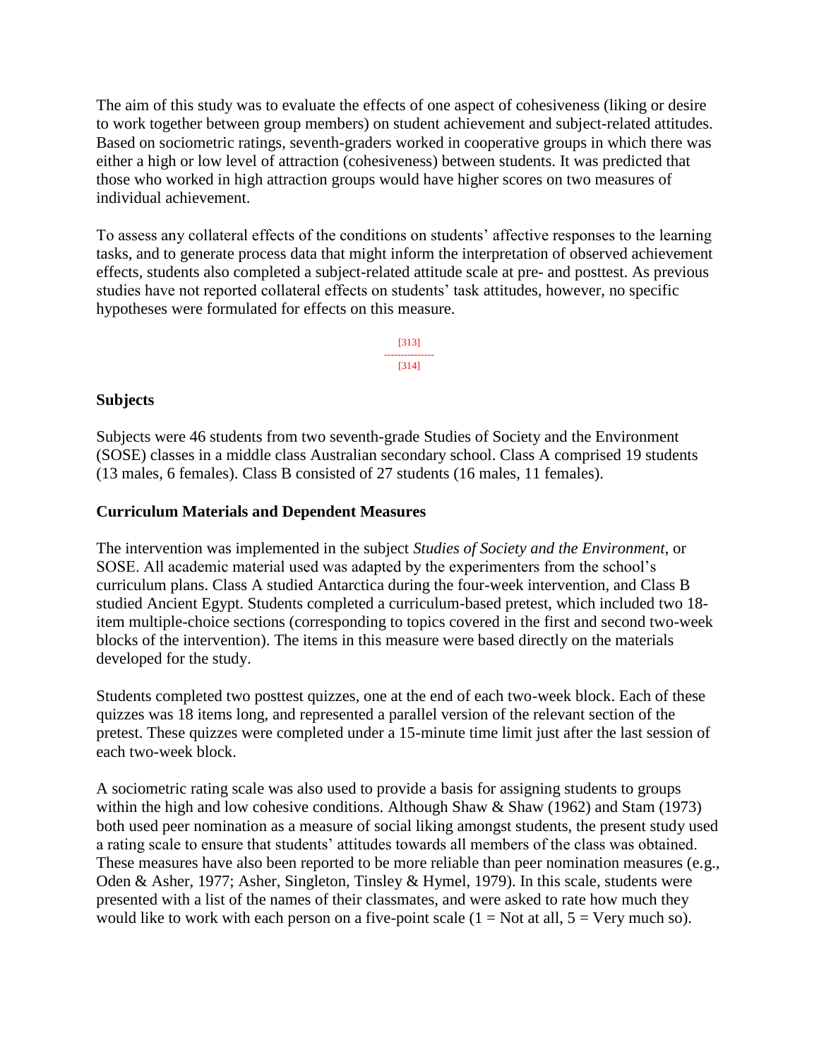The aim of this study was to evaluate the effects of one aspect of cohesiveness (liking or desire to work together between group members) on student achievement and subject-related attitudes. Based on sociometric ratings, seventh-graders worked in cooperative groups in which there was either a high or low level of attraction (cohesiveness) between students. It was predicted that those who worked in high attraction groups would have higher scores on two measures of individual achievement.

To assess any collateral effects of the conditions on students' affective responses to the learning tasks, and to generate process data that might inform the interpretation of observed achievement effects, students also completed a subject-related attitude scale at pre- and posttest. As previous studies have not reported collateral effects on students' task attitudes, however, no specific hypotheses were formulated for effects on this measure.

## Subjects

Subjects were 46 students from two seventh-grade Studies of Society and the Environment (SOSE) classes in a middle class Australian secondary school. Class A comprised 19 students (13 males, 6 females). Class B consisted of 27 students (16 males, 11 females).

## Curriculum Materials and Dependent Measures

The intervention was implemented in the subject *Studies of Society and the Environment*, or SOSE. All academic material used was adapted by the experimenters from the school's curriculum plans. Class A studied Antarctica during the four-week intervention, and Class B studied Ancient Egypt. Students completed a curriculum-based pretest, which included two 18-item multiple-choice sections (corresponding to topics covered in the first and second two-week blocks of the intervention). The items in this measure were based directly on the materials developed for the study.

Students completed two posttest quizzes, one at the end of each two-week block. Each of these quizzes was 18 items long, and represented a parallel version of the relevant section of the pretest. These quizzes were completed under a 15-minute time limit just after the last session of each two-week block.

A sociometric rating scale was also used to provide a basis for assigning students to groups within the high and low cohesive conditions. Although Shaw & Shaw (1962) and Stam (1973) both used peer nomination as a measure of social liking amongst students, the present study used a rating scale to ensure that students' attitudes towards all members of the class was obtained. These measures have also been reported to be more reliable than peer nomination measures (e.g., Oden & Asher, 1977; Asher, Singleton, Tinsley & Hymel, 1979). In this scale, students were presented with a list of the names of their classmates, and were asked to rate how much they would like to work with each person on a five-point scale (1 = Not at all, 5 = Very much so).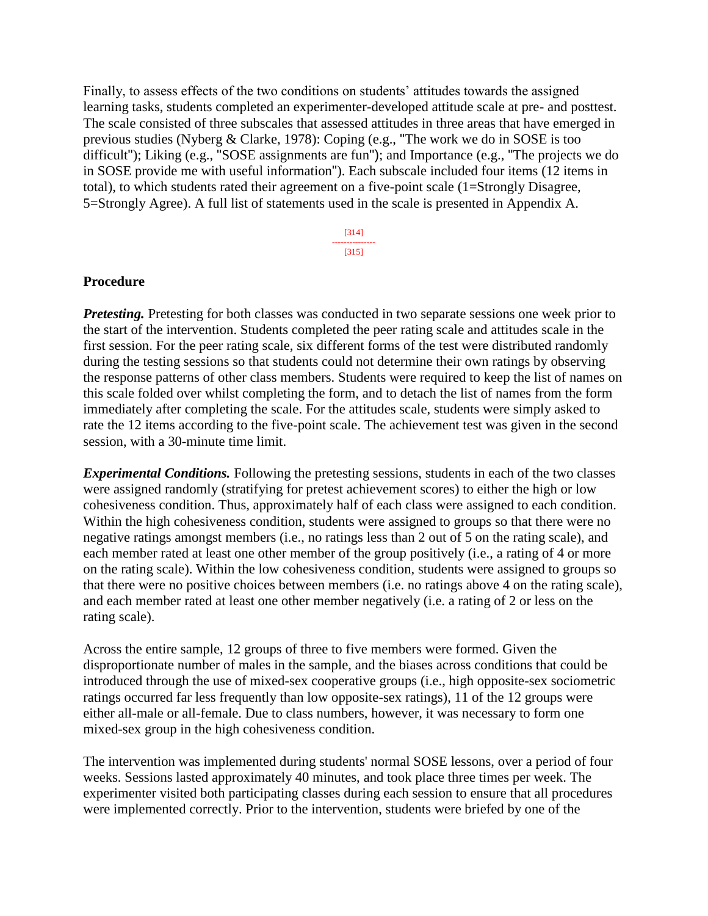Finally, to assess effects of the two conditions on students' attitudes towards the assigned learning tasks, students completed an experimenter-developed attitude scale at pre- and posttest. The scale consisted of three subscales that assessed attitudes in three areas that have emerged in previous studies (Nyberg & Clarke, 1978): Coping (e.g., "The work we do in SOSE is too difficult"); Liking (e.g., "SOSE assignments are fun"); and Importance (e.g., "The projects we do in SOSE provide me with useful information"). Each subscale included four items (12 items in total), to which students rated their agreement on a five-point scale (1=Strongly Disagree, 5=Strongly Agree). A full list of statements used in the scale is presented in Appendix A.

[314]
---------------
[315]

**Procedure**

***Pretesting.*** Pretesting for both classes was conducted in two separate sessions one week prior to the start of the intervention. Students completed the peer rating scale and attitudes scale in the first session. For the peer rating scale, six different forms of the test were distributed randomly during the testing sessions so that students could not determine their own ratings by observing the response patterns of other class members. Students were required to keep the list of names on this scale folded over whilst completing the form, and to detach the list of names from the form immediately after completing the scale. For the attitudes scale, students were simply asked to rate the 12 items according to the five-point scale. The achievement test was given in the second session, with a 30-minute time limit.

***Experimental Conditions.*** Following the pretesting sessions, students in each of the two classes were assigned randomly (stratifying for pretest achievement scores) to either the high or low cohesiveness condition. Thus, approximately half of each class were assigned to each condition. Within the high cohesiveness condition, students were assigned to groups so that there were no negative ratings amongst members (i.e., no ratings less than 2 out of 5 on the rating scale), and each member rated at least one other member of the group positively (i.e., a rating of 4 or more on the rating scale). Within the low cohesiveness condition, students were assigned to groups so that there were no positive choices between members (i.e. no ratings above 4 on the rating scale), and each member rated at least one other member negatively (i.e. a rating of 2 or less on the rating scale).

Across the entire sample, 12 groups of three to five members were formed. Given the disproportionate number of males in the sample, and the biases across conditions that could be introduced through the use of mixed-sex cooperative groups (i.e., high opposite-sex sociometric ratings occurred far less frequently than low opposite-sex ratings), 11 of the 12 groups were either all-male or all-female. Due to class numbers, however, it was necessary to form one mixed-sex group in the high cohesiveness condition.

The intervention was implemented during students' normal SOSE lessons, over a period of four weeks. Sessions lasted approximately 40 minutes, and took place three times per week. The experimenter visited both participating classes during each session to ensure that all procedures were implemented correctly. Prior to the intervention, students were briefed by one of the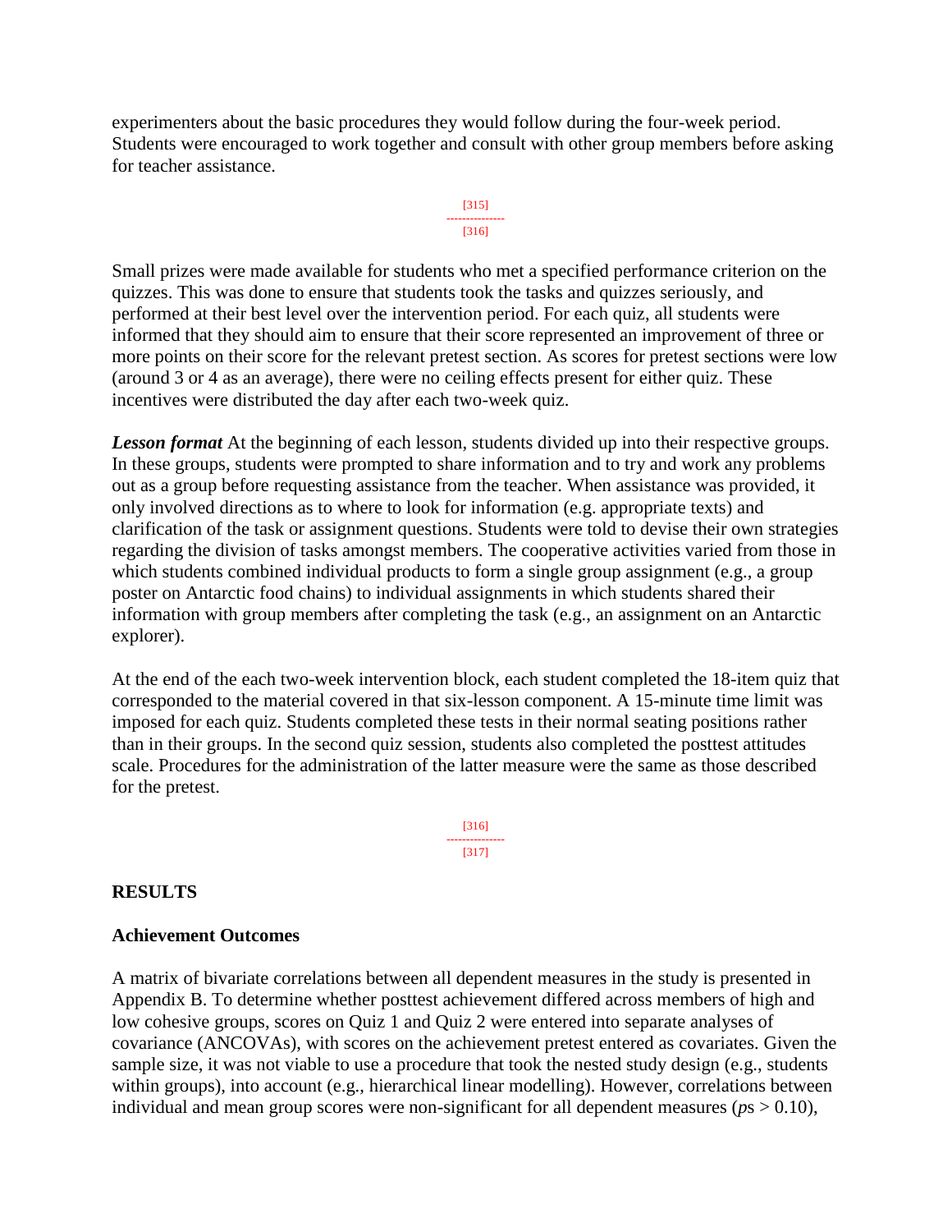experimenters about the basic procedures they would follow during the four-week period. Students were encouraged to work together and consult with other group members before asking for teacher assistance.

Small prizes were made available for students who met a specified performance criterion on the quizzes. This was done to ensure that students took the tasks and quizzes seriously, and performed at their best level over the intervention period. For each quiz, all students were informed that they should aim to ensure that their score represented an improvement of three or more points on their score for the relevant pretest section. As scores for pretest sections were low (around 3 or 4 as an average), there were no ceiling effects present for either quiz. These incentives were distributed the day after each two-week quiz.

***Lesson format*** At the beginning of each lesson, students divided up into their respective groups. In these groups, students were prompted to share information and to try and work any problems out as a group before requesting assistance from the teacher. When assistance was provided, it only involved directions as to where to look for information (e.g. appropriate texts) and clarification of the task or assignment questions. Students were told to devise their own strategies regarding the division of tasks amongst members. The cooperative activities varied from those in which students combined individual products to form a single group assignment (e.g., a group poster on Antarctic food chains) to individual assignments in which students shared their information with group members after completing the task (e.g., an assignment on an Antarctic explorer).

At the end of the each two-week intervention block, each student completed the 18-item quiz that corresponded to the material covered in that six-lesson component. A 15-minute time limit was imposed for each quiz. Students completed these tests in their normal seating positions rather than in their groups. In the second quiz session, students also completed the posttest attitudes scale. Procedures for the administration of the latter measure were the same as those described for the pretest.

## RESULTS

### Achievement Outcomes

A matrix of bivariate correlations between all dependent measures in the study is presented in Appendix B. To determine whether posttest achievement differed across members of high and low cohesive groups, scores on Quiz 1 and Quiz 2 were entered into separate analyses of covariance (ANCOVAs), with scores on the achievement pretest entered as covariates. Given the sample size, it was not viable to use a procedure that took the nested study design (e.g., students within groups), into account (e.g., hierarchical linear modelling). However, correlations between individual and mean group scores were non-significant for all dependent measures (*p*s $> 0.10$),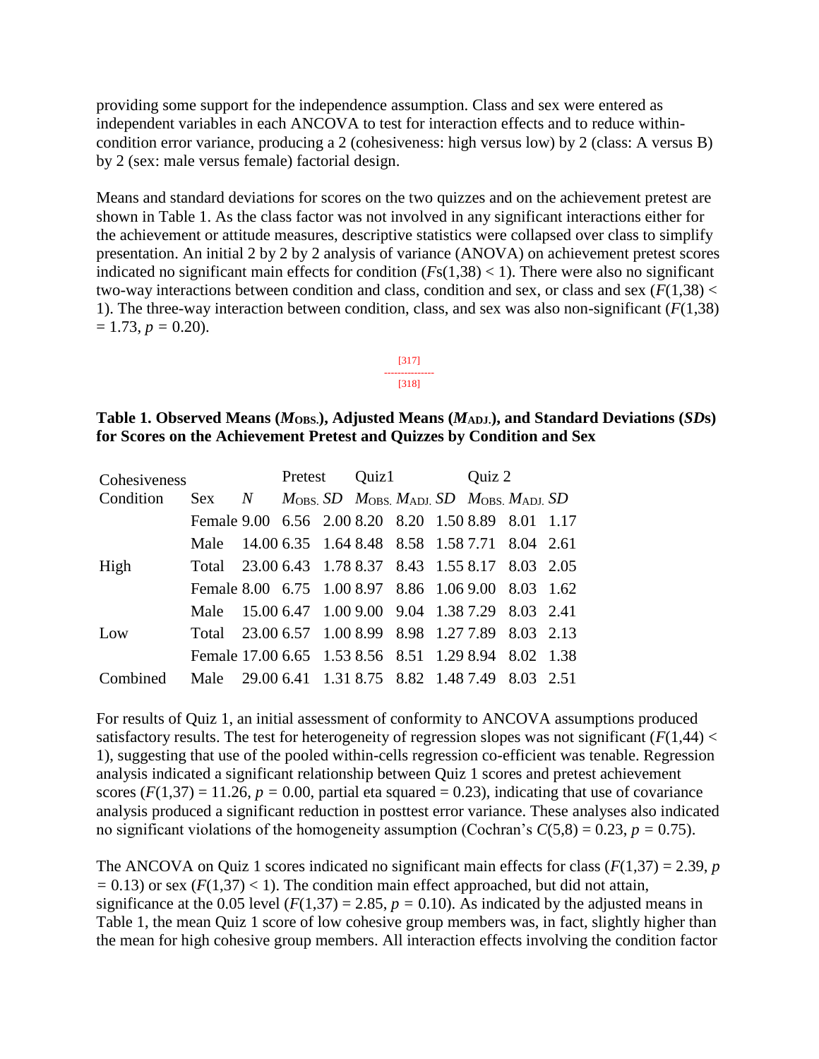providing some support for the independence assumption. Class and sex were entered as independent variables in each ANCOVA to test for interaction effects and to reduce within-condition error variance, producing a 2 (cohesiveness: high versus low) by 2 (class: A versus B) by 2 (sex: male versus female) factorial design.

Means and standard deviations for scores on the two quizzes and on the achievement pretest are shown in Table 1. As the class factor was not involved in any significant interactions either for the achievement or attitude measures, descriptive statistics were collapsed over class to simplify presentation. An initial 2 by 2 by 2 analysis of variance (ANOVA) on achievement pretest scores indicated no significant main effects for condition ($F$s$(1,38) < 1$). There were also no significant two-way interactions between condition and class, condition and sex, or class and sex ($F(1,38) < 1$). The three-way interaction between condition, class, and sex was also non-significant ($F(1,38) = 1.73$, $p = 0.20$).

**Table 1. Observed Means ($M_{OBS.}$), Adjusted Means ($M_{ADJ.}$), and Standard Deviations ($SD$s) for Scores on the Achievement Pretest and Quizzes by Condition and Sex**

| Cohesiveness | | | Pretest | | Quiz1 | | | Quiz 2 | | |
|---|---|---|---|---|---|---|---|---|---|---|
| Condition | Sex | $N$ | $M_{OBS.}$ | $SD$ | $M_{OBS.}$ | $M_{ADJ.}$ | $SD$ | $M_{OBS.}$ | $M_{ADJ.}$ | $SD$ |
| | Female | 9.00 | 6.56 | 2.00 | 8.20 | 8.20 | 1.50 | 8.89 | 8.01 | 1.17 |
| | Male | 14.00 | 6.35 | 1.64 | 8.48 | 8.58 | 1.58 | 7.71 | 8.04 | 2.61 |
| High | Total | 23.00 | 6.43 | 1.78 | 8.37 | 8.43 | 1.55 | 8.17 | 8.03 | 2.05 |
| | Female | 8.00 | 6.75 | 1.00 | 8.97 | 8.86 | 1.06 | 9.00 | 8.03 | 1.62 |
| | Male | 15.00 | 6.47 | 1.00 | 9.00 | 9.04 | 1.38 | 7.29 | 8.03 | 2.41 |
| Low | Total | 23.00 | 6.57 | 1.00 | 8.99 | 8.98 | 1.27 | 7.89 | 8.03 | 2.13 |
| | Female | 17.00 | 6.65 | 1.53 | 8.56 | 8.51 | 1.29 | 8.94 | 8.02 | 1.38 |
| Combined | Male | 29.00 | 6.41 | 1.31 | 8.75 | 8.82 | 1.48 | 7.49 | 8.03 | 2.51 |

For results of Quiz 1, an initial assessment of conformity to ANCOVA assumptions produced satisfactory results. The test for heterogeneity of regression slopes was not significant ($F(1,44) < 1$), suggesting that use of the pooled within-cells regression co-efficient was tenable. Regression analysis indicated a significant relationship between Quiz 1 scores and pretest achievement scores ($F(1,37) = 11.26$, $p = 0.00$, partial eta squared = 0.23), indicating that use of covariance analysis produced a significant reduction in posttest error variance. These analyses also indicated no significant violations of the homogeneity assumption (Cochran's $C(5,8) = 0.23$, $p = 0.75$).

The ANCOVA on Quiz 1 scores indicated no significant main effects for class ($F(1,37) = 2.39$, $p = 0.13$) or sex ($F(1,37) < 1$). The condition main effect approached, but did not attain, significance at the 0.05 level ($F(1,37) = 2.85$, $p = 0.10$). As indicated by the adjusted means in Table 1, the mean Quiz 1 score of low cohesive group members was, in fact, slightly higher than the mean for high cohesive group members. All interaction effects involving the condition factor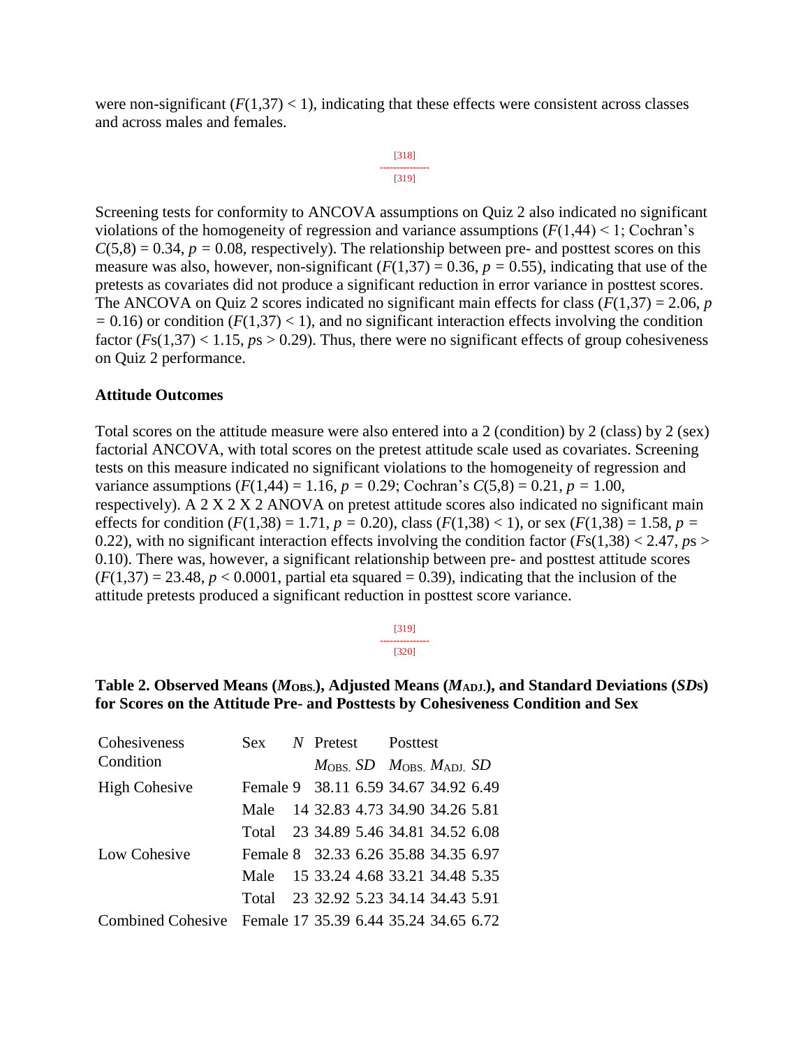were non-significant ($F(1,37) < 1$), indicating that these effects were consistent across classes and across males and females.

[318]
---------------
[319]

Screening tests for conformity to ANCOVA assumptions on Quiz 2 also indicated no significant violations of the homogeneity of regression and variance assumptions ($F(1,44) < 1$; Cochran's $C(5,8) = 0.34$, $p = 0.08$, respectively). The relationship between pre- and posttest scores on this measure was also, however, non-significant ($F(1,37) = 0.36$, $p = 0.55$), indicating that use of the pretests as covariates did not produce a significant reduction in error variance in posttest scores. The ANCOVA on Quiz 2 scores indicated no significant main effects for class ($F(1,37) = 2.06$, $p = 0.16$) or condition ($F(1,37) < 1$), and no significant interaction effects involving the condition factor ($F$s$(1,37) < 1.15$, $p$s $> 0.29$). Thus, there were no significant effects of group cohesiveness on Quiz 2 performance.

### Attitude Outcomes

Total scores on the attitude measure were also entered into a 2 (condition) by 2 (class) by 2 (sex) factorial ANCOVA, with total scores on the pretest attitude scale used as covariates. Screening tests on this measure indicated no significant violations to the homogeneity of regression and variance assumptions ($F(1,44) = 1.16$, $p = 0.29$; Cochran's $C(5,8) = 0.21$, $p = 1.00$, respectively). A 2 X 2 X 2 ANOVA on pretest attitude scores also indicated no significant main effects for condition ($F(1,38) = 1.71$, $p = 0.20$), class ($F(1,38) < 1$), or sex ($F(1,38) = 1.58$, $p = 0.22$), with no significant interaction effects involving the condition factor ($F$s$(1,38) < 2.47$, $p$s $> 0.10$). There was, however, a significant relationship between pre- and posttest attitude scores ($F(1,37) = 23.48$, $p < 0.0001$, partial eta squared = 0.39), indicating that the inclusion of the attitude pretests produced a significant reduction in posttest score variance.

[319]
---------------
[320]

**Table 2. Observed Means ($M_{OBS.}$), Adjusted Means ($M_{ADJ.}$), and Standard Deviations (*SD*s) for Scores on the Attitude Pre- and Posttests by Cohesiveness Condition and Sex**

| Cohesiveness Condition | Sex | *N* | Pretest | | Posttest | | |
|---|---|---|---|---|---|---|---|
| | | | $M_{OBS.}$ | *SD* | $M_{OBS.}$ | $M_{ADJ.}$ | *SD* |
| High Cohesive | Female | 9 | 38.11 | 6.59 | 34.67 | 34.92 | 6.49 |
| | Male | 14 | 32.83 | 4.73 | 34.90 | 34.26 | 5.81 |
| | Total | 23 | 34.89 | 5.46 | 34.81 | 34.52 | 6.08 |
| Low Cohesive | Female | 8 | 32.33 | 6.26 | 35.88 | 34.35 | 6.97 |
| | Male | 15 | 33.24 | 4.68 | 33.21 | 34.48 | 5.35 |
| | Total | 23 | 32.92 | 5.23 | 34.14 | 34.43 | 5.91 |
| Combined Cohesive | Female | 17 | 35.39 | 6.44 | 35.24 | 34.65 | 6.72 |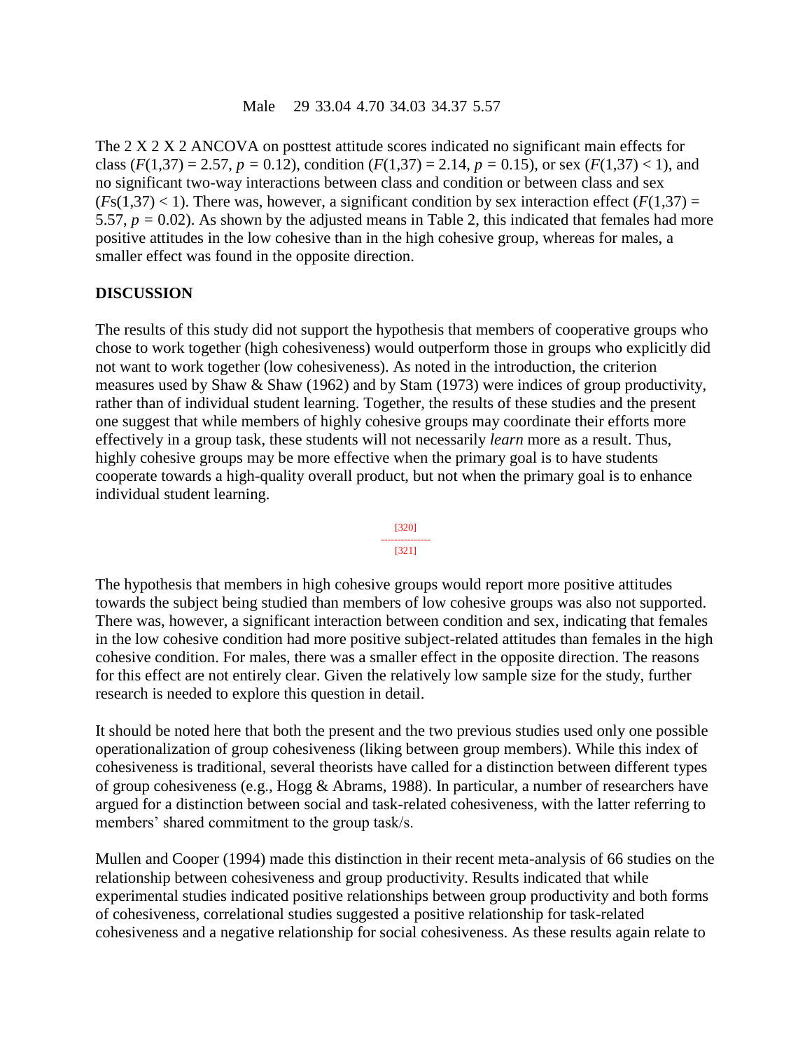| Male | 29 | 33.04 | 4.70 | 34.03 | 34.37 | 5.57 |
|---|---|---|---|---|---|---|

The 2 X 2 X 2 ANCOVA on posttest attitude scores indicated no significant main effects for class ($F(1,37) = 2.57$, $p = 0.12$), condition ($F(1,37) = 2.14$, $p = 0.15$), or sex ($F(1,37) < 1$), and no significant two-way interactions between class and condition or between class and sex ($Fs(1,37) < 1$). There was, however, a significant condition by sex interaction effect ($F(1,37) = 5.57$, $p = 0.02$). As shown by the adjusted means in Table 2, this indicated that females had more positive attitudes in the low cohesive than in the high cohesive group, whereas for males, a smaller effect was found in the opposite direction.

## DISCUSSION

The results of this study did not support the hypothesis that members of cooperative groups who chose to work together (high cohesiveness) would outperform those in groups who explicitly did not want to work together (low cohesiveness). As noted in the introduction, the criterion measures used by Shaw & Shaw (1962) and by Stam (1973) were indices of group productivity, rather than of individual student learning. Together, the results of these studies and the present one suggest that while members of highly cohesive groups may coordinate their efforts more effectively in a group task, these students will not necessarily *learn* more as a result. Thus, highly cohesive groups may be more effective when the primary goal is to have students cooperate towards a high-quality overall product, but not when the primary goal is to enhance individual student learning.

The hypothesis that members in high cohesive groups would report more positive attitudes towards the subject being studied than members of low cohesive groups was also not supported. There was, however, a significant interaction between condition and sex, indicating that females in the low cohesive condition had more positive subject-related attitudes than females in the high cohesive condition. For males, there was a smaller effect in the opposite direction. The reasons for this effect are not entirely clear. Given the relatively low sample size for the study, further research is needed to explore this question in detail.

It should be noted here that both the present and the two previous studies used only one possible operationalization of group cohesiveness (liking between group members). While this index of cohesiveness is traditional, several theorists have called for a distinction between different types of group cohesiveness (e.g., Hogg & Abrams, 1988). In particular, a number of researchers have argued for a distinction between social and task-related cohesiveness, with the latter referring to members' shared commitment to the group task/s.

Mullen and Cooper (1994) made this distinction in their recent meta-analysis of 66 studies on the relationship between cohesiveness and group productivity. Results indicated that while experimental studies indicated positive relationships between group productivity and both forms of cohesiveness, correlational studies suggested a positive relationship for task-related cohesiveness and a negative relationship for social cohesiveness. As these results again relate to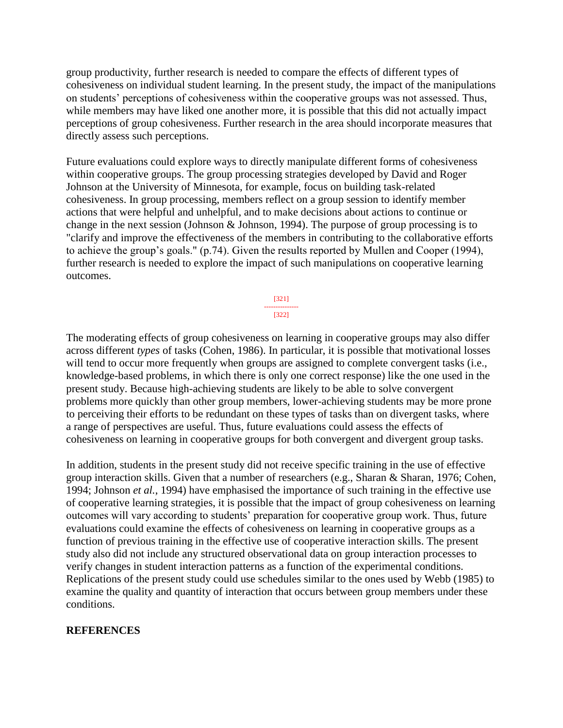group productivity, further research is needed to compare the effects of different types of cohesiveness on individual student learning. In the present study, the impact of the manipulations on students' perceptions of cohesiveness within the cooperative groups was not assessed. Thus, while members may have liked one another more, it is possible that this did not actually impact perceptions of group cohesiveness. Further research in the area should incorporate measures that directly assess such perceptions.

Future evaluations could explore ways to directly manipulate different forms of cohesiveness within cooperative groups. The group processing strategies developed by David and Roger Johnson at the University of Minnesota, for example, focus on building task-related cohesiveness. In group processing, members reflect on a group session to identify member actions that were helpful and unhelpful, and to make decisions about actions to continue or change in the next session (Johnson & Johnson, 1994). The purpose of group processing is to "clarify and improve the effectiveness of the members in contributing to the collaborative efforts to achieve the group's goals." (p.74). Given the results reported by Mullen and Cooper (1994), further research is needed to explore the impact of such manipulations on cooperative learning outcomes.

The moderating effects of group cohesiveness on learning in cooperative groups may also differ across different *types* of tasks (Cohen, 1986). In particular, it is possible that motivational losses will tend to occur more frequently when groups are assigned to complete convergent tasks (i.e., knowledge-based problems, in which there is only one correct response) like the one used in the present study. Because high-achieving students are likely to be able to solve convergent problems more quickly than other group members, lower-achieving students may be more prone to perceiving their efforts to be redundant on these types of tasks than on divergent tasks, where a range of perspectives are useful. Thus, future evaluations could assess the effects of cohesiveness on learning in cooperative groups for both convergent and divergent group tasks.

In addition, students in the present study did not receive specific training in the use of effective group interaction skills. Given that a number of researchers (e.g., Sharan & Sharan, 1976; Cohen, 1994; Johnson *et al.*, 1994) have emphasised the importance of such training in the effective use of cooperative learning strategies, it is possible that the impact of group cohesiveness on learning outcomes will vary according to students' preparation for cooperative group work. Thus, future evaluations could examine the effects of cohesiveness on learning in cooperative groups as a function of previous training in the effective use of cooperative interaction skills. The present study also did not include any structured observational data on group interaction processes to verify changes in student interaction patterns as a function of the experimental conditions. Replications of the present study could use schedules similar to the ones used by Webb (1985) to examine the quality and quantity of interaction that occurs between group members under these conditions.

## REFERENCES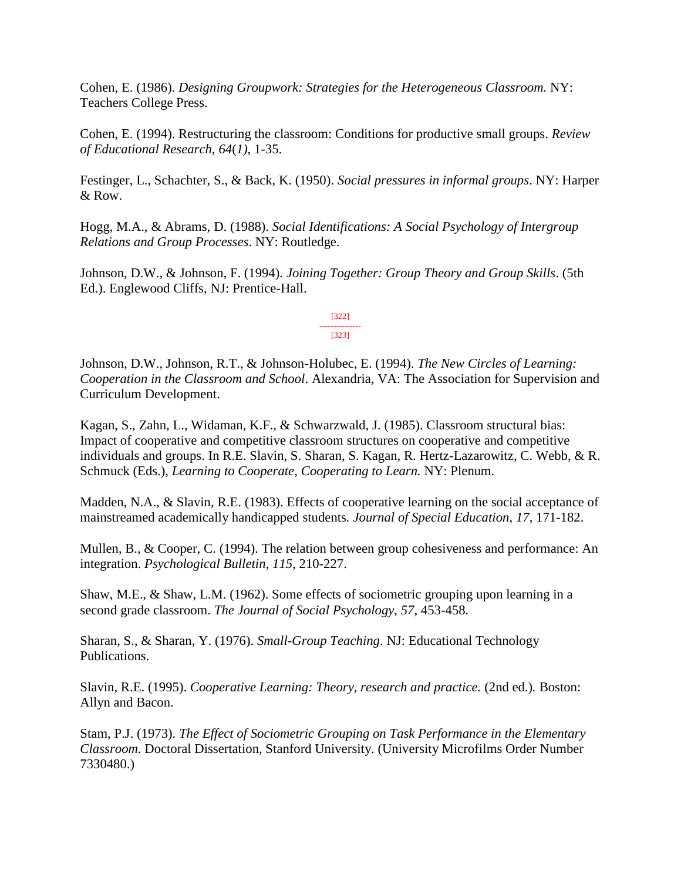Cohen, E. (1986). *Designing Groupwork: Strategies for the Heterogeneous Classroom.* NY: Teachers College Press.

Cohen, E. (1994). Restructuring the classroom: Conditions for productive small groups. *Review of Educational Research*, *64*(*1*), 1-35.

Festinger, L., Schachter, S., & Back, K. (1950). *Social pressures in informal groups*. NY: Harper & Row.

Hogg, M.A., & Abrams, D. (1988). *Social Identifications: A Social Psychology of Intergroup Relations and Group Processes*. NY: Routledge.

Johnson, D.W., & Johnson, F. (1994). *Joining Together: Group Theory and Group Skills*. (5th Ed.). Englewood Cliffs, NJ: Prentice-Hall.

Johnson, D.W., Johnson, R.T., & Johnson-Holubec, E. (1994). *The New Circles of Learning: Cooperation in the Classroom and School*. Alexandria, VA: The Association for Supervision and Curriculum Development.

Kagan, S., Zahn, L., Widaman, K.F., & Schwarzwald, J. (1985). Classroom structural bias: Impact of cooperative and competitive classroom structures on cooperative and competitive individuals and groups. In R.E. Slavin, S. Sharan, S. Kagan, R. Hertz-Lazarowitz, C. Webb, & R. Schmuck (Eds.), *Learning to Cooperate, Cooperating to Learn.* NY: Plenum.

Madden, N.A., & Slavin, R.E. (1983). Effects of cooperative learning on the social acceptance of mainstreamed academically handicapped students. *Journal of Special Education*, *17*, 171-182.

Mullen, B., & Cooper, C. (1994). The relation between group cohesiveness and performance: An integration. *Psychological Bulletin*, *115*, 210-227.

Shaw, M.E., & Shaw, L.M. (1962). Some effects of sociometric grouping upon learning in a second grade classroom. *The Journal of Social Psychology*, *57*, 453-458.

Sharan, S., & Sharan, Y. (1976). *Small-Group Teaching*. NJ: Educational Technology Publications.

Slavin, R.E. (1995). *Cooperative Learning: Theory, research and practice.* (2nd ed.). Boston: Allyn and Bacon.

Stam, P.J. (1973). *The Effect of Sociometric Grouping on Task Performance in the Elementary Classroom.* Doctoral Dissertation, Stanford University. (University Microfilms Order Number 7330480.)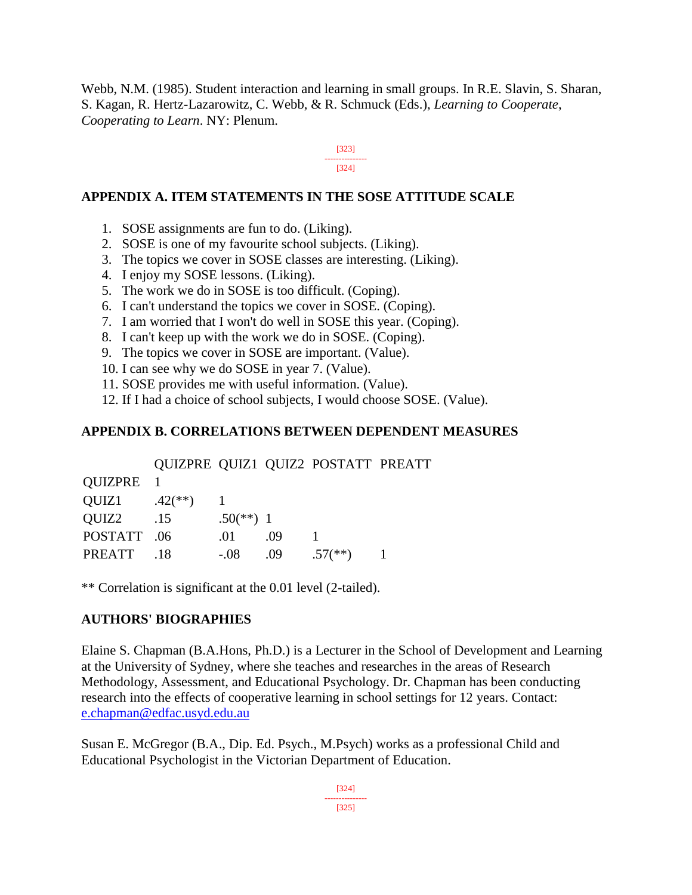Webb, N.M. (1985). Student interaction and learning in small groups. In R.E. Slavin, S. Sharan, S. Kagan, R. Hertz-Lazarowitz, C. Webb, & R. Schmuck (Eds.), *Learning to Cooperate, Cooperating to Learn*. NY: Plenum.

## APPENDIX A. ITEM STATEMENTS IN THE SOSE ATTITUDE SCALE

1. SOSE assignments are fun to do. (Liking).
2. SOSE is one of my favourite school subjects. (Liking).
3. The topics we cover in SOSE classes are interesting. (Liking).
4. I enjoy my SOSE lessons. (Liking).
5. The work we do in SOSE is too difficult. (Coping).
6. I can't understand the topics we cover in SOSE. (Coping).
7. I am worried that I won't do well in SOSE this year. (Coping).
8. I can't keep up with the work we do in SOSE. (Coping).
9. The topics we cover in SOSE are important. (Value).
10. I can see why we do SOSE in year 7. (Value).
11. SOSE provides me with useful information. (Value).
12. If I had a choice of school subjects, I would choose SOSE. (Value).

## APPENDIX B. CORRELATIONS BETWEEN DEPENDENT MEASURES

| | QUIZPRE | QUIZ1 | QUIZ2 | POSTATT | PREATT |
|---|---|---|---|---|---|
| QUIZPRE | 1 | | | | |
| QUIZ1 | .42(**) | 1 | | | |
| QUIZ2 | .15 | .50(**) | 1 | | |
| POSTATT | .06 | .01 | .09 | 1 | |
| PREATT | .18 | -.08 | .09 | .57(**) | 1 |

** Correlation is significant at the 0.01 level (2-tailed).

## AUTHORS' BIOGRAPHIES

Elaine S. Chapman (B.A.Hons, Ph.D.) is a Lecturer in the School of Development and Learning at the University of Sydney, where she teaches and researches in the areas of Research Methodology, Assessment, and Educational Psychology. Dr. Chapman has been conducting research into the effects of cooperative learning in school settings for 12 years. Contact: e.chapman@edfac.usyd.edu.au

Susan E. McGregor (B.A., Dip. Ed. Psych., M.Psych) works as a professional Child and Educational Psychologist in the Victorian Department of Education.